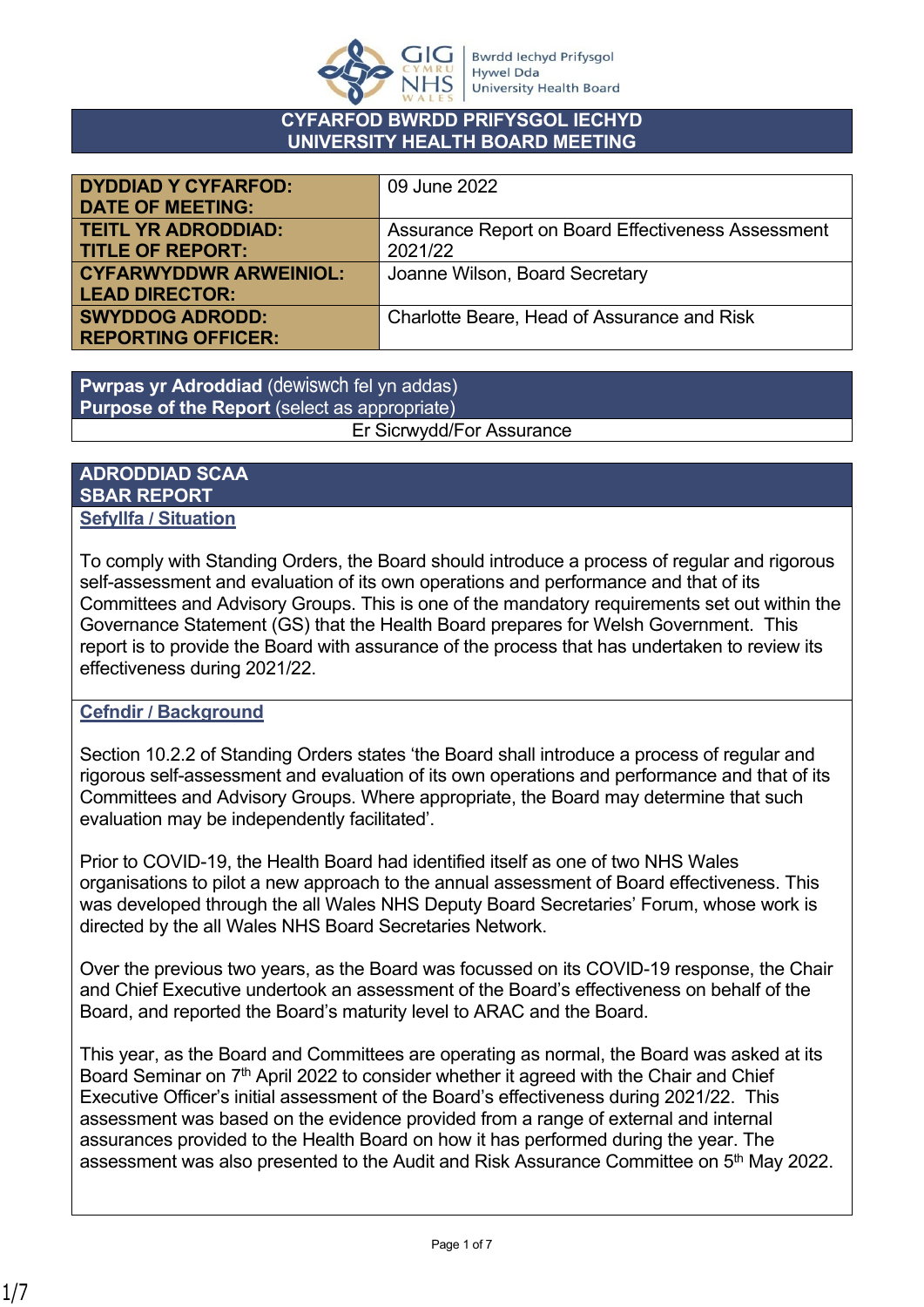# CYFARFOD BWRDD PRIFYSGOL IECHYD
# UNIVERSITY HEALTH BOARD MEETING

| | |
|---|---|
| **DYDDIAD Y CYFARFOD: DATE OF MEETING:** | 09 June 2022 |
| **TEITL YR ADRODDIAD: TITLE OF REPORT:** | Assurance Report on Board Effectiveness Assessment 2021/22 |
| **CYFARWYDDWR ARWEINIOL: LEAD DIRECTOR:** | Joanne Wilson, Board Secretary |
| **SWYDDOG ADRODD: REPORTING OFFICER:** | Charlotte Beare, Head of Assurance and Risk |

| **Pwrpas yr Adroddiad** (dewiswch fel yn addas) **Purpose of the Report** (select as appropriate) |
|---|
| Er Sicrwydd/For Assurance |

## ADRODDIAD SCAA SBAR REPORT

### Sefyllfa / Situation

To comply with Standing Orders, the Board should introduce a process of regular and rigorous self-assessment and evaluation of its own operations and performance and that of its Committees and Advisory Groups. This is one of the mandatory requirements set out within the Governance Statement (GS) that the Health Board prepares for Welsh Government. This report is to provide the Board with assurance of the process that has undertaken to review its effectiveness during 2021/22.

### Cefndir / Background

Section 10.2.2 of Standing Orders states 'the Board shall introduce a process of regular and rigorous self-assessment and evaluation of its own operations and performance and that of its Committees and Advisory Groups. Where appropriate, the Board may determine that such evaluation may be independently facilitated'.

Prior to COVID-19, the Health Board had identified itself as one of two NHS Wales organisations to pilot a new approach to the annual assessment of Board effectiveness. This was developed through the all Wales NHS Deputy Board Secretaries' Forum, whose work is directed by the all Wales NHS Board Secretaries Network.

Over the previous two years, as the Board was focussed on its COVID-19 response, the Chair and Chief Executive undertook an assessment of the Board's effectiveness on behalf of the Board, and reported the Board's maturity level to ARAC and the Board.

This year, as the Board and Committees are operating as normal, the Board was asked at its Board Seminar on 7th April 2022 to consider whether it agreed with the Chair and Chief Executive Officer's initial assessment of the Board's effectiveness during 2021/22. This assessment was based on the evidence provided from a range of external and internal assurances provided to the Health Board on how it has performed during the year. The assessment was also presented to the Audit and Risk Assurance Committee on 5th May 2022.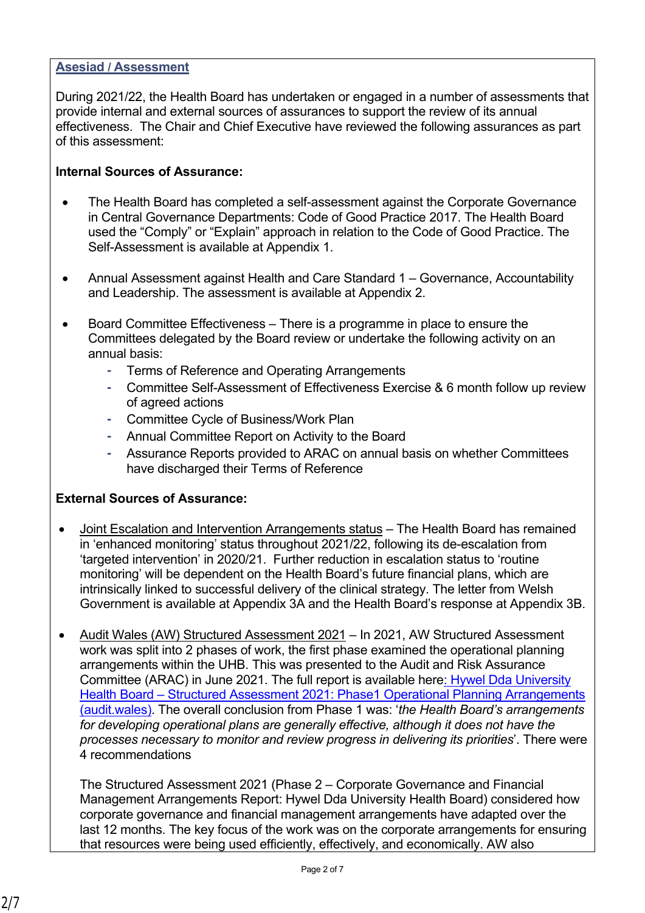## Asesiad / Assessment

During 2021/22, the Health Board has undertaken or engaged in a number of assessments that provide internal and external sources of assurances to support the review of its annual effectiveness. The Chair and Chief Executive have reviewed the following assurances as part of this assessment:

**Internal Sources of Assurance:**

- The Health Board has completed a self-assessment against the Corporate Governance in Central Governance Departments: Code of Good Practice 2017. The Health Board used the "Comply" or "Explain" approach in relation to the Code of Good Practice. The Self-Assessment is available at Appendix 1.
- Annual Assessment against Health and Care Standard 1 – Governance, Accountability and Leadership. The assessment is available at Appendix 2.
- Board Committee Effectiveness – There is a programme in place to ensure the Committees delegated by the Board review or undertake the following activity on an annual basis:
  - Terms of Reference and Operating Arrangements
  - Committee Self-Assessment of Effectiveness Exercise & 6 month follow up review of agreed actions
  - Committee Cycle of Business/Work Plan
  - Annual Committee Report on Activity to the Board
  - Assurance Reports provided to ARAC on annual basis on whether Committees have discharged their Terms of Reference

**External Sources of Assurance:**

- Joint Escalation and Intervention Arrangements status – The Health Board has remained in 'enhanced monitoring' status throughout 2021/22, following its de-escalation from 'targeted intervention' in 2020/21. Further reduction in escalation status to 'routine monitoring' will be dependent on the Health Board's future financial plans, which are intrinsically linked to successful delivery of the clinical strategy. The letter from Welsh Government is available at Appendix 3A and the Health Board's response at Appendix 3B.
- Audit Wales (AW) Structured Assessment 2021 – In 2021, AW Structured Assessment work was split into 2 phases of work, the first phase examined the operational planning arrangements within the UHB. This was presented to the Audit and Risk Assurance Committee (ARAC) in June 2021. The full report is available here: Hywel Dda University Health Board – Structured Assessment 2021: Phase1 Operational Planning Arrangements (audit.wales). The overall conclusion from Phase 1 was: '*the Health Board's arrangements for developing operational plans are generally effective, although it does not have the processes necessary to monitor and review progress in delivering its priorities*'. There were 4 recommendations

  The Structured Assessment 2021 (Phase 2 – Corporate Governance and Financial Management Arrangements Report: Hywel Dda University Health Board) considered how corporate governance and financial management arrangements have adapted over the last 12 months. The key focus of the work was on the corporate arrangements for ensuring that resources were being used efficiently, effectively, and economically. AW also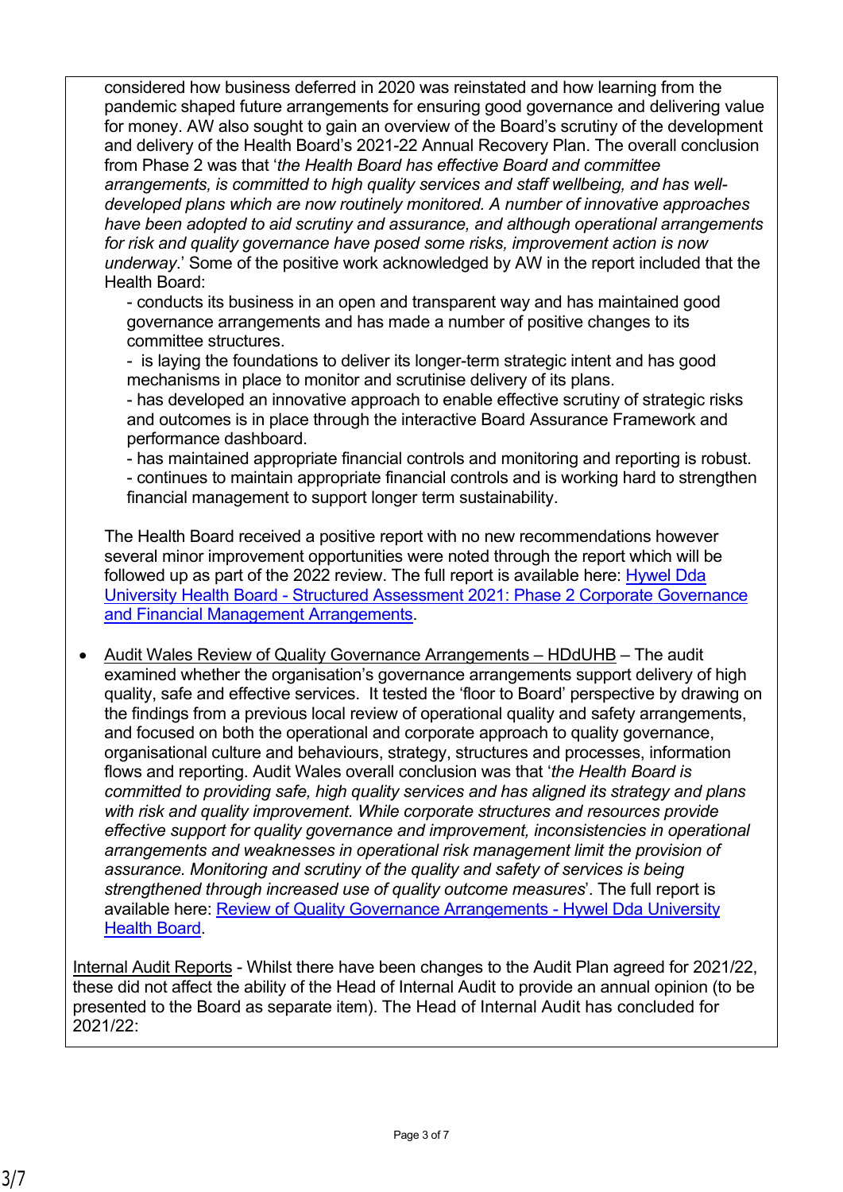considered how business deferred in 2020 was reinstated and how learning from the pandemic shaped future arrangements for ensuring good governance and delivering value for money. AW also sought to gain an overview of the Board's scrutiny of the development and delivery of the Health Board's 2021-22 Annual Recovery Plan. The overall conclusion from Phase 2 was that '*the Health Board has effective Board and committee arrangements, is committed to high quality services and staff wellbeing, and has well-developed plans which are now routinely monitored. A number of innovative approaches have been adopted to aid scrutiny and assurance, and although operational arrangements for risk and quality governance have posed some risks, improvement action is now underway*.' Some of the positive work acknowledged by AW in the report included that the Health Board:

- conducts its business in an open and transparent way and has maintained good governance arrangements and has made a number of positive changes to its committee structures.
- is laying the foundations to deliver its longer-term strategic intent and has good mechanisms in place to monitor and scrutinise delivery of its plans.
- has developed an innovative approach to enable effective scrutiny of strategic risks and outcomes is in place through the interactive Board Assurance Framework and performance dashboard.
- has maintained appropriate financial controls and monitoring and reporting is robust.
- continues to maintain appropriate financial controls and is working hard to strengthen financial management to support longer term sustainability.

The Health Board received a positive report with no new recommendations however several minor improvement opportunities were noted through the report which will be followed up as part of the 2022 review. The full report is available here: [Hywel Dda University Health Board - Structured Assessment 2021: Phase 2 Corporate Governance and Financial Management Arrangements](#).

- Audit Wales Review of Quality Governance Arrangements – HDdUHB – The audit examined whether the organisation's governance arrangements support delivery of high quality, safe and effective services. It tested the 'floor to Board' perspective by drawing on the findings from a previous local review of operational quality and safety arrangements, and focused on both the operational and corporate approach to quality governance, organisational culture and behaviours, strategy, structures and processes, information flows and reporting. Audit Wales overall conclusion was that '*the Health Board is committed to providing safe, high quality services and has aligned its strategy and plans with risk and quality improvement. While corporate structures and resources provide effective support for quality governance and improvement, inconsistencies in operational arrangements and weaknesses in operational risk management limit the provision of assurance. Monitoring and scrutiny of the quality and safety of services is being strengthened through increased use of quality outcome measures*'. The full report is available here: [Review of Quality Governance Arrangements - Hywel Dda University Health Board](#).

Internal Audit Reports - Whilst there have been changes to the Audit Plan agreed for 2021/22, these did not affect the ability of the Head of Internal Audit to provide an annual opinion (to be presented to the Board as separate item). The Head of Internal Audit has concluded for 2021/22: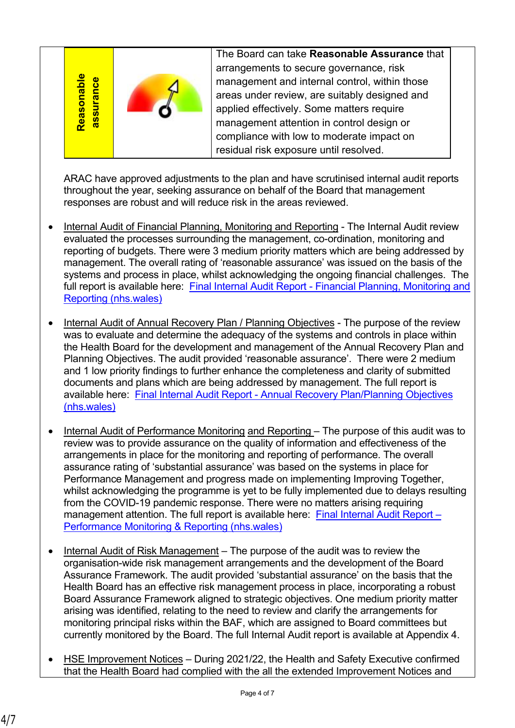| Reasonable assurance | | The Board can take **Reasonable Assurance** that arrangements to secure governance, risk management and internal control, within those areas under review, are suitably designed and applied effectively. Some matters require management attention in control design or compliance with low to moderate impact on residual risk exposure until resolved. |
|---|---|---|

ARAC have approved adjustments to the plan and have scrutinised internal audit reports throughout the year, seeking assurance on behalf of the Board that management responses are robust and will reduce risk in the areas reviewed.

- Internal Audit of Financial Planning, Monitoring and Reporting - The Internal Audit review evaluated the processes surrounding the management, co-ordination, monitoring and reporting of budgets. There were 3 medium priority matters which are being addressed by management. The overall rating of 'reasonable assurance' was issued on the basis of the systems and process in place, whilst acknowledging the ongoing financial challenges. The full report is available here: Final Internal Audit Report - Financial Planning, Monitoring and Reporting (nhs.wales)

- Internal Audit of Annual Recovery Plan / Planning Objectives - The purpose of the review was to evaluate and determine the adequacy of the systems and controls in place within the Health Board for the development and management of the Annual Recovery Plan and Planning Objectives. The audit provided 'reasonable assurance'. There were 2 medium and 1 low priority findings to further enhance the completeness and clarity of submitted documents and plans which are being addressed by management. The full report is available here: Final Internal Audit Report - Annual Recovery Plan/Planning Objectives (nhs.wales)

- Internal Audit of Performance Monitoring and Reporting – The purpose of this audit was to review was to provide assurance on the quality of information and effectiveness of the arrangements in place for the monitoring and reporting of performance. The overall assurance rating of 'substantial assurance' was based on the systems in place for Performance Management and progress made on implementing Improving Together, whilst acknowledging the programme is yet to be fully implemented due to delays resulting from the COVID-19 pandemic response. There were no matters arising requiring management attention. The full report is available here: Final Internal Audit Report – Performance Monitoring & Reporting (nhs.wales)

- Internal Audit of Risk Management – The purpose of the audit was to review the organisation-wide risk management arrangements and the development of the Board Assurance Framework. The audit provided 'substantial assurance' on the basis that the Health Board has an effective risk management process in place, incorporating a robust Board Assurance Framework aligned to strategic objectives. One medium priority matter arising was identified, relating to the need to review and clarify the arrangements for monitoring principal risks within the BAF, which are assigned to Board committees but currently monitored by the Board. The full Internal Audit report is available at Appendix 4.

- HSE Improvement Notices – During 2021/22, the Health and Safety Executive confirmed that the Health Board had complied with the all the extended Improvement Notices and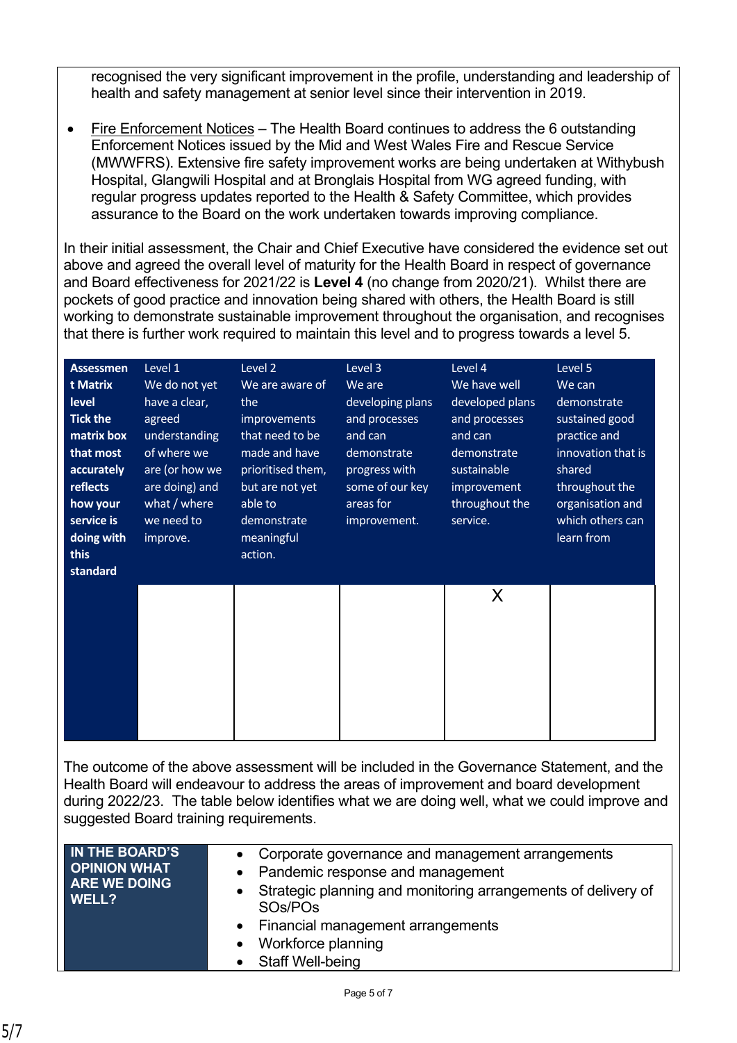recognised the very significant improvement in the profile, understanding and leadership of health and safety management at senior level since their intervention in 2019.

- Fire Enforcement Notices – The Health Board continues to address the 6 outstanding Enforcement Notices issued by the Mid and West Wales Fire and Rescue Service (MWWFRS). Extensive fire safety improvement works are being undertaken at Withybush Hospital, Glangwili Hospital and at Bronglais Hospital from WG agreed funding, with regular progress updates reported to the Health & Safety Committee, which provides assurance to the Board on the work undertaken towards improving compliance.

In their initial assessment, the Chair and Chief Executive have considered the evidence set out above and agreed the overall level of maturity for the Health Board in respect of governance and Board effectiveness for 2021/22 is **Level 4** (no change from 2020/21). Whilst there are pockets of good practice and innovation being shared with others, the Health Board is still working to demonstrate sustainable improvement throughout the organisation, and recognises that there is further work required to maintain this level and to progress towards a level 5.

| **Assessment Matrix level Tick the matrix box that most accurately reflects how your service is doing with this standard** | Level 1 We do not yet have a clear, agreed understanding of where we are (or how we are doing) and what / where we need to improve. | Level 2 We are aware of the improvements that need to be made and have prioritised them, but are not yet able to demonstrate meaningful action. | Level 3 We are developing plans and processes and can demonstrate progress with some of our key areas for improvement. | Level 4 We have well developed plans and processes and can demonstrate sustainable improvement throughout the service. | Level 5 We can demonstrate sustained good practice and innovation that is shared throughout the organisation and which others can learn from |
|---|---|---|---|---|---|
| | | | | X | |

The outcome of the above assessment will be included in the Governance Statement, and the Health Board will endeavour to address the areas of improvement and board development during 2022/23. The table below identifies what we are doing well, what we could improve and suggested Board training requirements.

| **IN THE BOARD'S OPINION WHAT ARE WE DOING WELL?** | • Corporate governance and management arrangements<br>• Pandemic response and management<br>• Strategic planning and monitoring arrangements of delivery of SOs/POs<br>• Financial management arrangements<br>• Workforce planning<br>• Staff Well-being |
|---|---|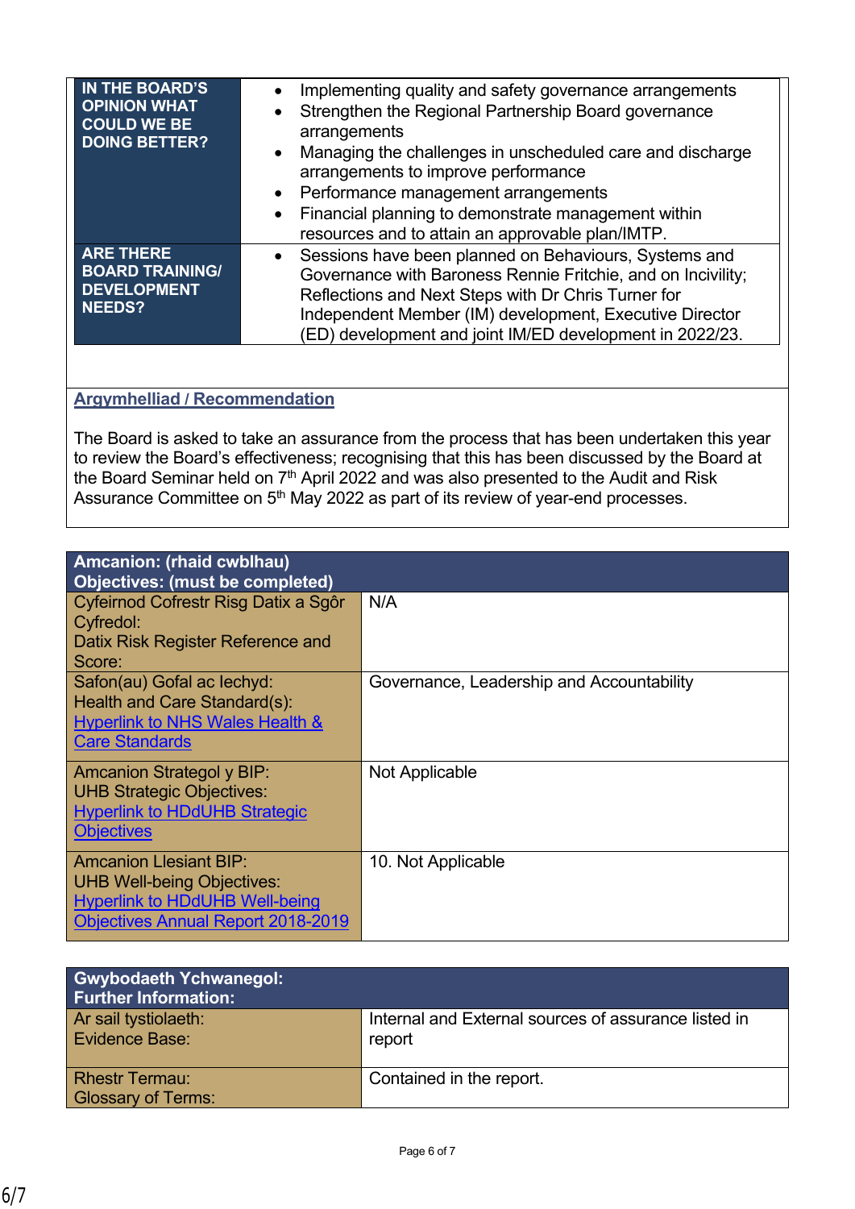| IN THE BOARD'S OPINION WHAT COULD WE BE DOING BETTER? | • Implementing quality and safety governance arrangements<br>• Strengthen the Regional Partnership Board governance arrangements<br>• Managing the challenges in unscheduled care and discharge arrangements to improve performance<br>• Performance management arrangements<br>• Financial planning to demonstrate management within resources and to attain an approvable plan/IMTP. |
|---|---|
| ARE THERE BOARD TRAINING/ DEVELOPMENT NEEDS? | • Sessions have been planned on Behaviours, Systems and Governance with Baroness Rennie Fritchie, and on Incivility; Reflections and Next Steps with Dr Chris Turner for Independent Member (IM) development, Executive Director (ED) development and joint IM/ED development in 2022/23. |

## Argymhelliad / Recommendation

The Board is asked to take an assurance from the process that has been undertaken this year to review the Board's effectiveness; recognising that this has been discussed by the Board at the Board Seminar held on 7th April 2022 and was also presented to the Audit and Risk Assurance Committee on 5th May 2022 as part of its review of year-end processes.

| Amcanion: (rhaid cwblhau)<br>Objectives: (must be completed) | |
|---|---|
| Cyfeirnod Cofrestr Risg Datix a Sgôr Cyfredol:<br>Datix Risk Register Reference and Score: | N/A |
| Safon(au) Gofal ac Iechyd:<br>Health and Care Standard(s):<br>Hyperlink to NHS Wales Health & Care Standards | Governance, Leadership and Accountability |
| Amcanion Strategol y BIP:<br>UHB Strategic Objectives:<br>Hyperlink to HDdUHB Strategic Objectives | Not Applicable |
| Amcanion Llesiant BIP:<br>UHB Well-being Objectives:<br>Hyperlink to HDdUHB Well-being Objectives Annual Report 2018-2019 | 10. Not Applicable |

| Gwybodaeth Ychwanegol:<br>Further Information: | |
|---|---|
| Ar sail tystiolaeth:<br>Evidence Base: | Internal and External sources of assurance listed in report |
| Rhestr Termau:<br>Glossary of Terms: | Contained in the report. |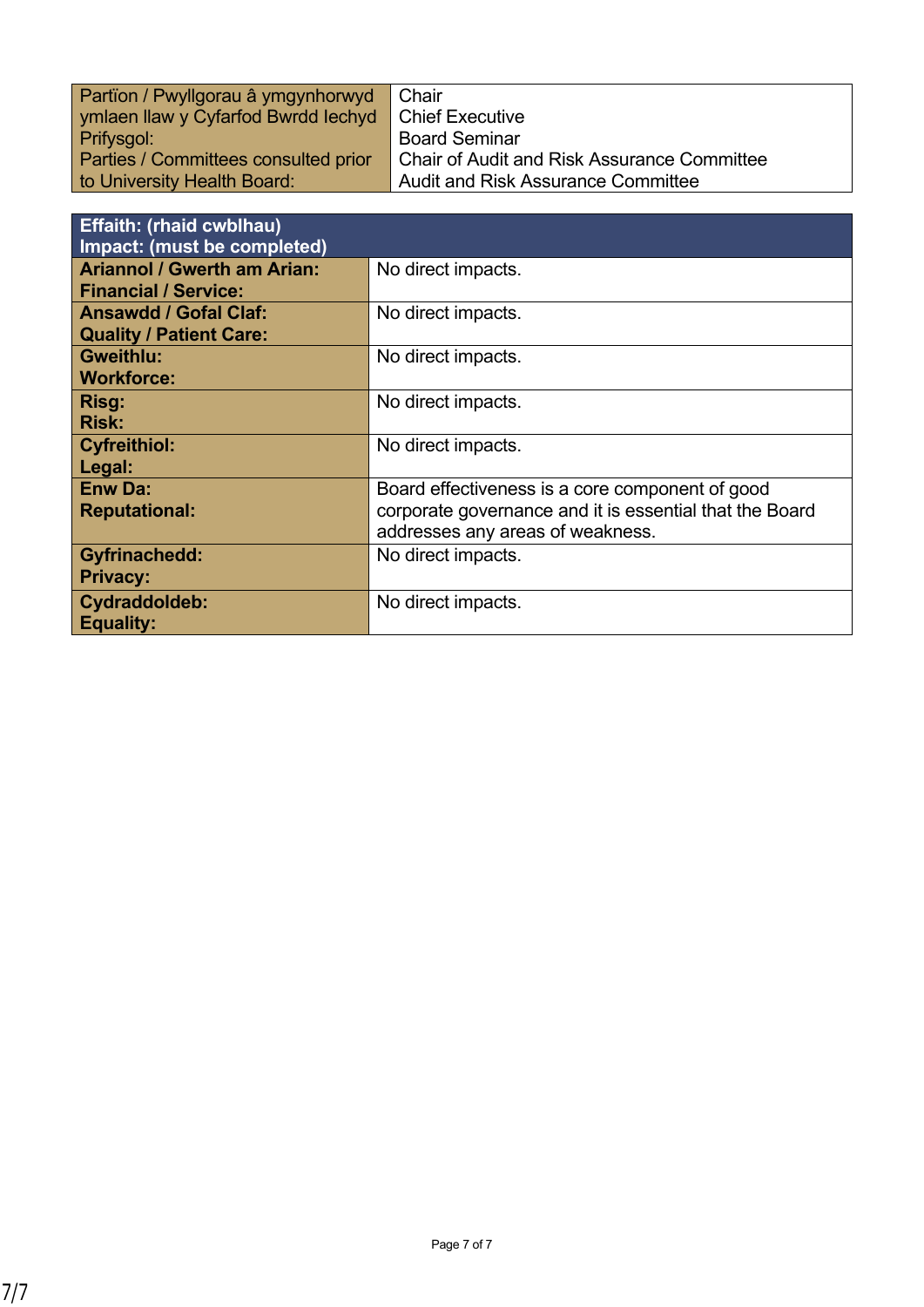| | |
|---|---|
| Partïon / Pwyllgorau â ymgynhorwyd ymlaen llaw y Cyfarfod Bwrdd Iechyd Prifysgol:<br>Parties / Committees consulted prior to University Health Board: | Chair<br>Chief Executive<br>Board Seminar<br>Chair of Audit and Risk Assurance Committee<br>Audit and Risk Assurance Committee |

| **Effaith: (rhaid cwblhau)<br>Impact: (must be completed)** | |
|---|---|
| **Ariannol / Gwerth am Arian:<br>Financial / Service:** | No direct impacts. |
| **Ansawdd / Gofal Claf:<br>Quality / Patient Care:** | No direct impacts. |
| **Gweithlu:<br>Workforce:** | No direct impacts. |
| **Risg:<br>Risk:** | No direct impacts. |
| **Cyfreithiol:<br>Legal:** | No direct impacts. |
| **Enw Da:<br>Reputational:** | Board effectiveness is a core component of good corporate governance and it is essential that the Board addresses any areas of weakness. |
| **Gyfrinachedd:<br>Privacy:** | No direct impacts. |
| **Cydraddoldeb:<br>Equality:** | No direct impacts. |